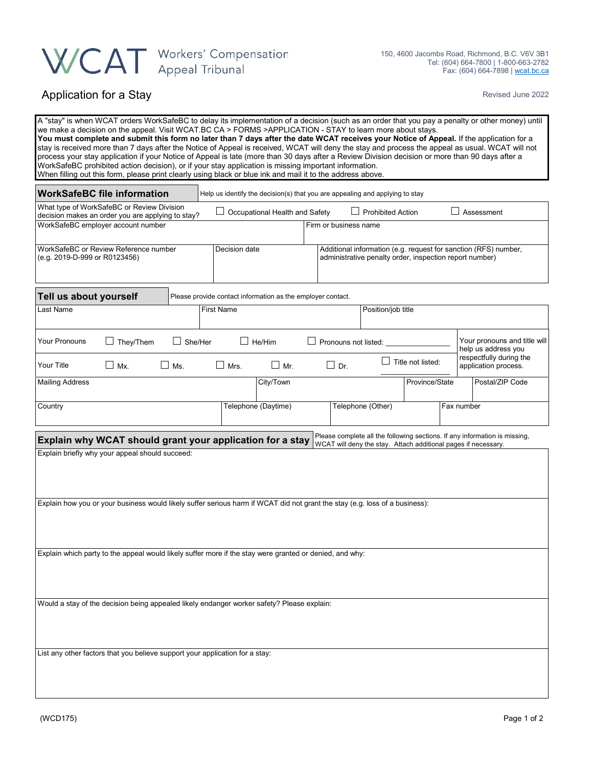# WCAT Workers' Compensation Appeal Tribunal

150, 4600 Jacombs Road, Richmond, B.C. V6V 3B1
Tel: (604) 664-7800 | 1-800-663-2782
Fax: (604) 664-7898 | wcat.bc.ca

## Application for a Stay

Revised June 2022

A "stay" is when WCAT orders WorkSafeBC to delay its implementation of a decision (such as an order that you pay a penalty or other money) until we make a decision on the appeal. Visit WCAT.BC CA > FORMS >APPLICATION - STAY to learn more about stays.
**You must complete and submit this form no later than 7 days after the date WCAT receives your Notice of Appeal.** If the application for a stay is received more than 7 days after the Notice of Appeal is received, WCAT will deny the stay and process the appeal as usual. WCAT will not process your stay application if your Notice of Appeal is late (more than 30 days after a Review Division decision or more than 90 days after a WorkSafeBC prohibited action decision), or if your stay application is missing important information.
When filling out this form, please print clearly using black or blue ink and mail it to the address above.

### WorkSafeBC file information

Help us identify the decision(s) that you are appealing and applying to stay

What type of WorkSafeBC or Review Division decision makes an order you are applying to stay? ☐ Occupational Health and Safety ☐ Prohibited Action ☐ Assessment

| WorkSafeBC employer account number | | Firm or business name |
|---|---|---|
| | | |

| WorkSafeBC or Review Reference number (e.g. 2019-D-999 or R0123456) | Decision date | Additional information (e.g. request for sanction (RFS) number, administrative penalty order, inspection report number) |
|---|---|---|
| | | |

### Tell us about yourself

Please provide contact information as the employer contact.

| Last Name | First Name | Position/job title |
|---|---|---|
| | | |

Your Pronouns ☐ They/Them ☐ She/Her ☐ He/Him ☐ Pronouns not listed: ____________

Your Title ☐ Mx. ☐ Ms. ☐ Mrs. ☐ Mr. ☐ Dr. ☐ Title not listed: ____________

Your pronouns and title will help us address you respectfully during the application process.

| Mailing Address | City/Town | Province/State | Postal/ZIP Code |
|---|---|---|---|
| | | | |

| Country | Telephone (Daytime) | Telephone (Other) | Fax number |
|---|---|---|---|
| | | | |

### Explain why WCAT should grant your application for a stay

Please complete all the following sections. If any information is missing, WCAT will deny the stay. Attach additional pages if necessary.

Explain briefly why your appeal should succeed:

Explain how you or your business would likely suffer serious harm if WCAT did not grant the stay (e.g. loss of a business):

Explain which party to the appeal would likely suffer more if the stay were granted or denied, and why:

Would a stay of the decision being appealed likely endanger worker safety? Please explain:

List any other factors that you believe support your application for a stay:

(WCD175)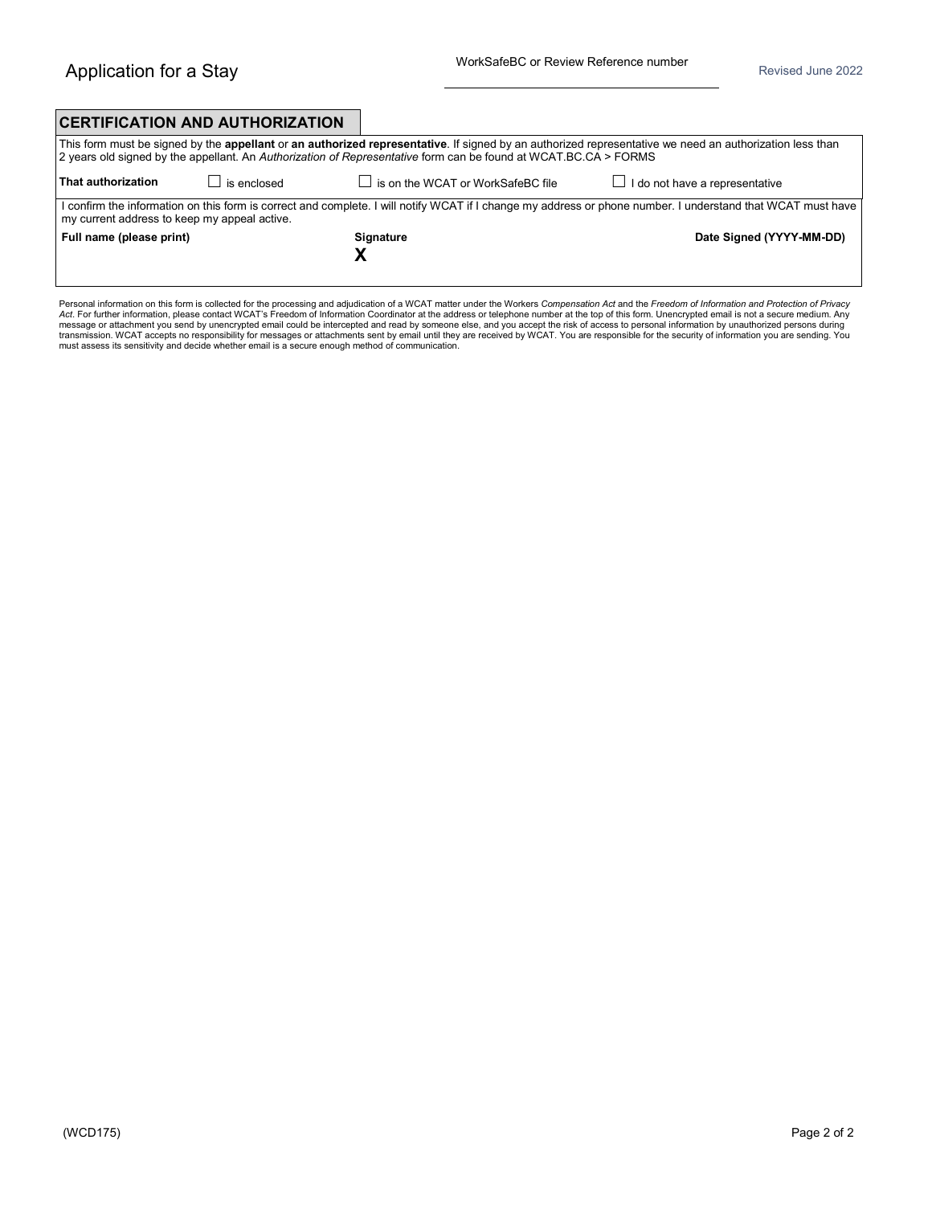WorkSafeBC or Review Reference number

## CERTIFICATION AND AUTHORIZATION

This form must be signed by the **appellant** or **an authorized representative**. If signed by an authorized representative we need an authorization less than 2 years old signed by the appellant. An *Authorization of Representative* form can be found at WCAT.BC.CA > FORMS

**That authorization** ☐ is enclosed ☐ is on the WCAT or WorkSafeBC file ☐ I do not have a representative

I confirm the information on this form is correct and complete. I will notify WCAT if I change my address or phone number. I understand that WCAT must have my current address to keep my appeal active.

| **Full name (please print)** | **Signature** | **Date Signed (YYYY-MM-DD)** |
|---|---|---|
| | **X** | |

Personal information on this form is collected for the processing and adjudication of a WCAT matter under the Workers *Compensation Act* and the *Freedom of Information and Protection of Privacy Act*. For further information, please contact WCAT's Freedom of Information Coordinator at the address or telephone number at the top of this form. Unencrypted email is not a secure medium. Any message or attachment you send by unencrypted email could be intercepted and read by someone else, and you accept the risk of access to personal information by unauthorized persons during transmission. WCAT accepts no responsibility for messages or attachments sent by email until they are received by WCAT. You are responsible for the security of information you are sending. You must assess its sensitivity and decide whether email is a secure enough method of communication.

(WCD175)